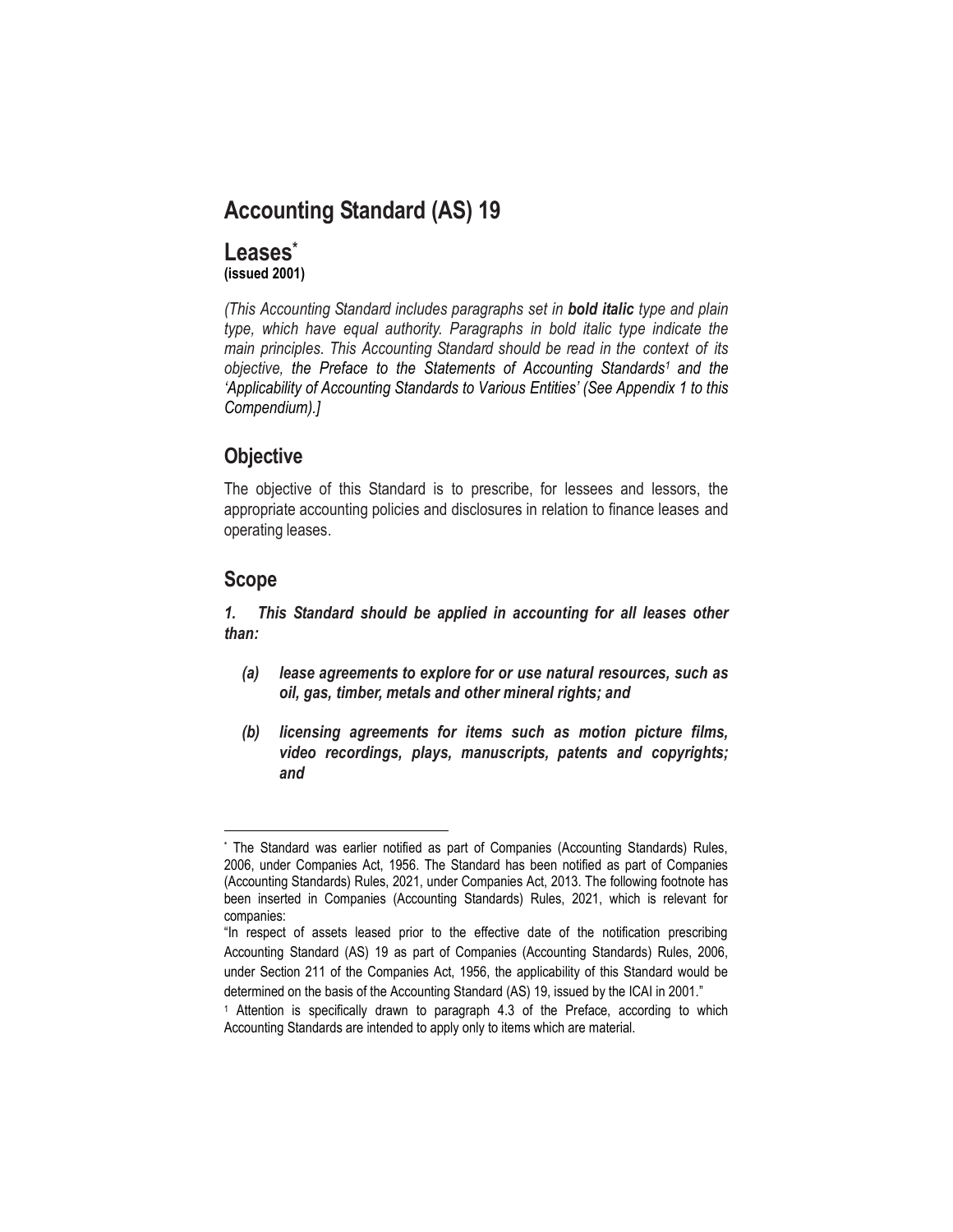# Accounting Standard (AS) 19

## Leases[*]

**(issued 2001)**

*(This Accounting Standard includes paragraphs set in **bold italic** type and plain type, which have equal authority. Paragraphs in bold italic type indicate the main principles. This Accounting Standard should be read in the context of its objective, **the Preface to the Statements of Accounting Standards[1] and the 'Applicability of Accounting Standards to Various Entities' (See Appendix 1 to this Compendium).]***

## Objective

The objective of this Standard is to prescribe, for lessees and lessors, the appropriate accounting policies and disclosures in relation to finance leases and operating leases.

## Scope

***1. This Standard should be applied in accounting for all leases other than:***

- ***(a) lease agreements to explore for or use natural resources, such as oil, gas, timber, metals and other mineral rights; and***
- ***(b) licensing agreements for items such as motion picture films, video recordings, plays, manuscripts, patents and copyrights; and***

---

[*] The Standard was earlier notified as part of Companies (Accounting Standards) Rules, 2006, under Companies Act, 1956. The Standard has been notified as part of Companies (Accounting Standards) Rules, 2021, under Companies Act, 2013. The following footnote has been inserted in Companies (Accounting Standards) Rules, 2021, which is relevant for companies:

"In respect of assets leased prior to the effective date of the notification prescribing Accounting Standard (AS) 19 as part of Companies (Accounting Standards) Rules, 2006, under Section 211 of the Companies Act, 1956, the applicability of this Standard would be determined on the basis of the Accounting Standard (AS) 19, issued by the ICAI in 2001."

[1] Attention is specifically drawn to paragraph 4.3 of the Preface, according to which Accounting Standards are intended to apply only to items which are material.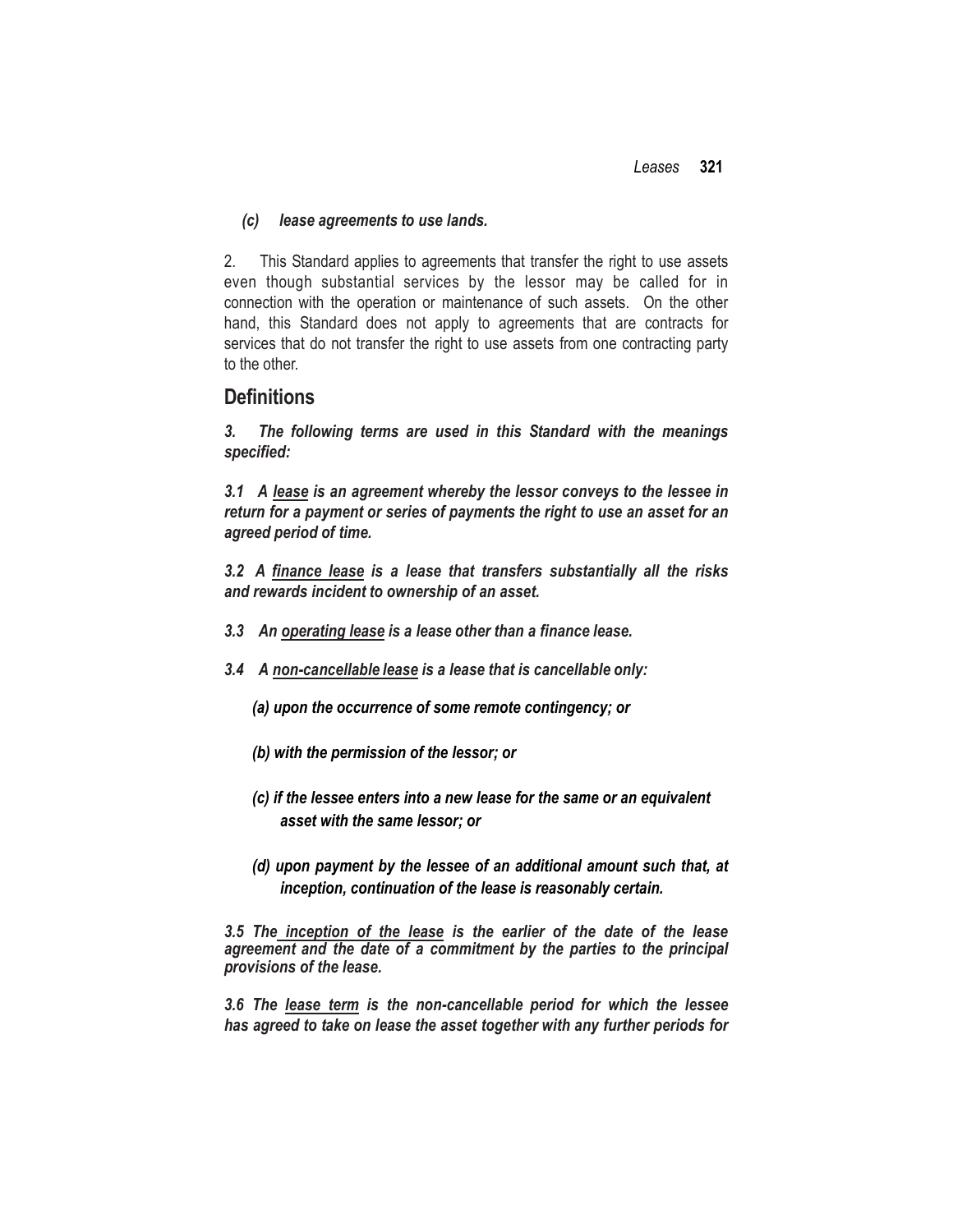*(c) lease agreements to use lands.*

2. This Standard applies to agreements that transfer the right to use assets even though substantial services by the lessor may be called for in connection with the operation or maintenance of such assets. On the other hand, this Standard does not apply to agreements that are contracts for services that do not transfer the right to use assets from one contracting party to the other.

## Definitions

***3. The following terms are used in this Standard with the meanings specified:***

***3.1 A <u>lease</u> is an agreement whereby the lessor conveys to the lessee in return for a payment or series of payments the right to use an asset for an agreed period of time.***

***3.2 A <u>finance lease</u> is a lease that transfers substantially all the risks and rewards incident to ownership of an asset.***

***3.3 An <u>operating lease</u> is a lease other than a finance lease.***

***3.4 A <u>non-cancellable lease</u> is a lease that is cancellable only:***

***(a) upon the occurrence of some remote contingency; or***

***(b) with the permission of the lessor; or***

***(c) if the lessee enters into a new lease for the same or an equivalent asset with the same lessor; or***

***(d) upon payment by the lessee of an additional amount such that, at inception, continuation of the lease is reasonably certain.***

***3.5 The <u>inception of the lease</u> is the earlier of the date of the lease agreement and the date of a commitment by the parties to the principal provisions of the lease.***

***3.6 The <u>lease term</u> is the non-cancellable period for which the lessee has agreed to take on lease the asset together with any further periods for***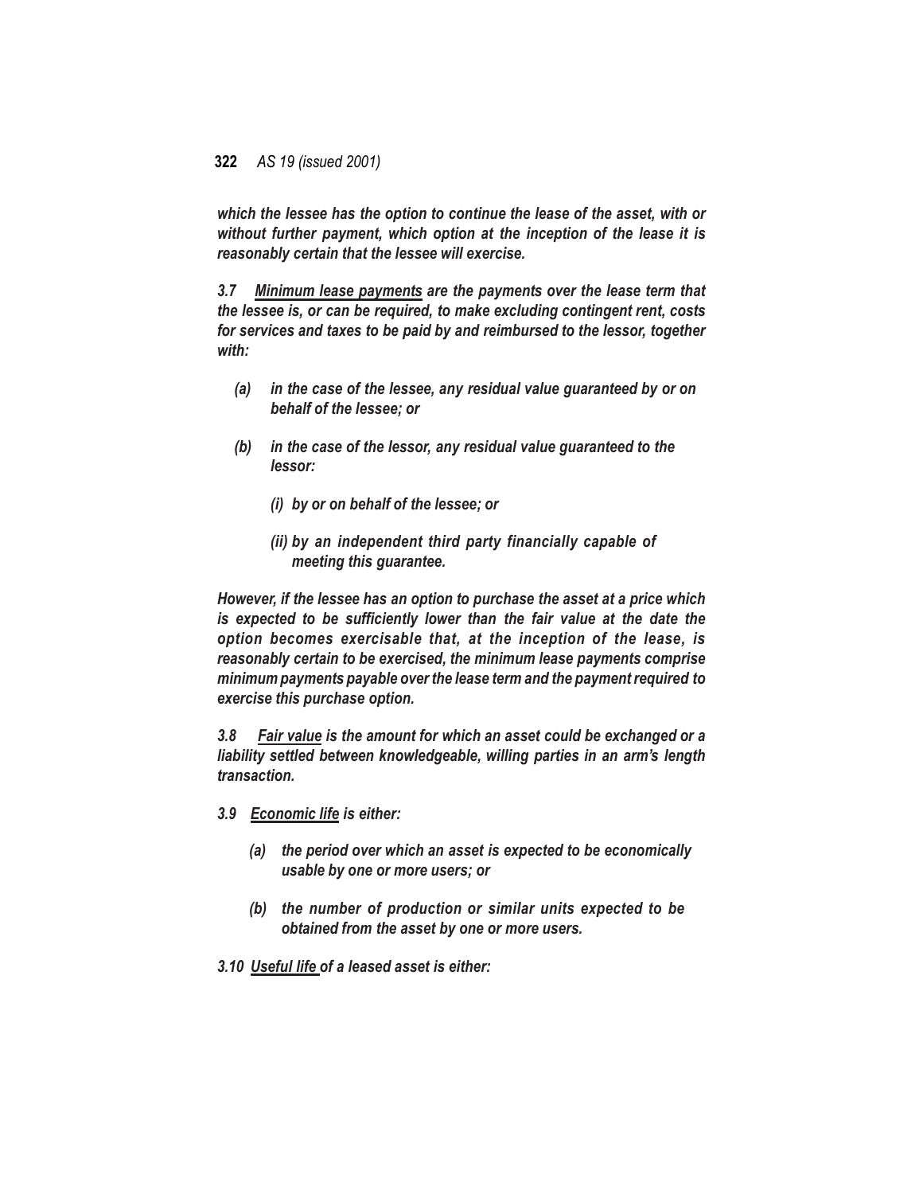*which the lessee has the option to continue the lease of the asset, with or without further payment, which option at the inception of the lease it is reasonably certain that the lessee will exercise.*

***3.7 <u>Minimum lease payments</u> are the payments over the lease term that the lessee is, or can be required, to make excluding contingent rent, costs for services and taxes to be paid by and reimbursed to the lessor, together with:***

***(a) in the case of the lessee, any residual value guaranteed by or on behalf of the lessee; or***

***(b) in the case of the lessor, any residual value guaranteed to the lessor:***

***(i) by or on behalf of the lessee; or***

***(ii) by an independent third party financially capable of meeting this guarantee.***

***However, if the lessee has an option to purchase the asset at a price which is expected to be sufficiently lower than the fair value at the date the option becomes exercisable that, at the inception of the lease, is reasonably certain to be exercised, the minimum lease payments comprise minimum payments payable over the lease term and the payment required to exercise this purchase option.***

***3.8 <u>Fair value</u> is the amount for which an asset could be exchanged or a liability settled between knowledgeable, willing parties in an arm's length transaction.***

***3.9 <u>Economic life</u> is either:***

***(a) the period over which an asset is expected to be economically usable by one or more users; or***

***(b) the number of production or similar units expected to be obtained from the asset by one or more users.***

***3.10 <u>Useful life</u> of a leased asset is either:***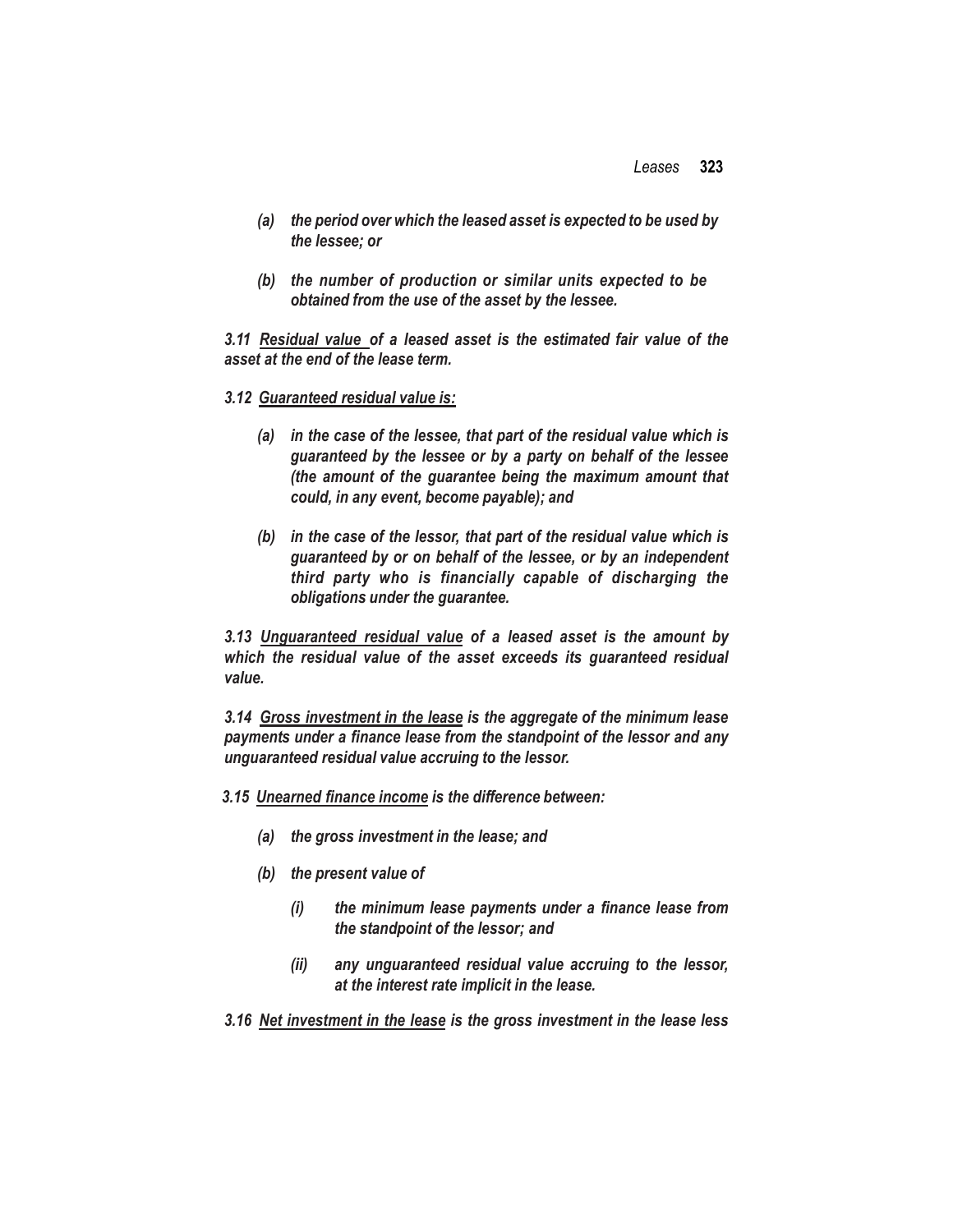*(a) the period over which the leased asset is expected to be used by the lessee; or*

*(b) the number of production or similar units expected to be obtained from the use of the asset by the lessee.*

***3.11 <u>Residual value</u> of a leased asset is the estimated fair value of the asset at the end of the lease term.***

***3.12 <u>Guaranteed residual value is:</u>***

*(a) in the case of the lessee, that part of the residual value which is guaranteed by the lessee or by a party on behalf of the lessee (the amount of the guarantee being the maximum amount that could, in any event, become payable); and*

*(b) in the case of the lessor, that part of the residual value which is guaranteed by or on behalf of the lessee, or by an independent third party who is financially capable of discharging the obligations under the guarantee.*

***3.13 <u>Unguaranteed residual value</u> of a leased asset is the amount by which the residual value of the asset exceeds its guaranteed residual value.***

***3.14 <u>Gross investment in the lease</u> is the aggregate of the minimum lease payments under a finance lease from the standpoint of the lessor and any unguaranteed residual value accruing to the lessor.***

***3.15 <u>Unearned finance income</u> is the difference between:***

*(a) the gross investment in the lease; and*

*(b) the present value of*

*(i) the minimum lease payments under a finance lease from the standpoint of the lessor; and*

*(ii) any unguaranteed residual value accruing to the lessor, at the interest rate implicit in the lease.*

***3.16 <u>Net investment in the lease</u> is the gross investment in the lease less***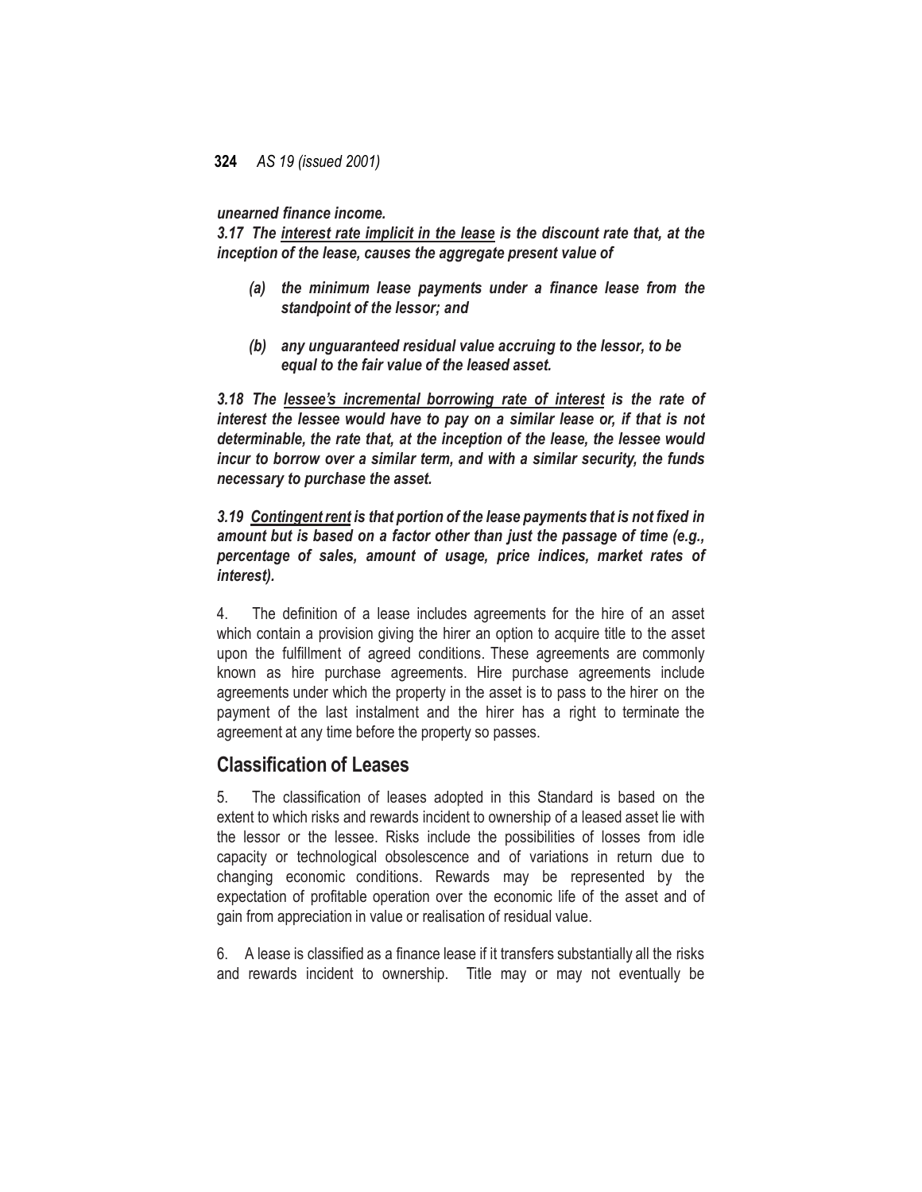***unearned finance income.***

***3.17 The <u>interest rate implicit in the lease</u> is the discount rate that, at the inception of the lease, causes the aggregate present value of***

- ***(a) the minimum lease payments under a finance lease from the standpoint of the lessor; and***
- ***(b) any unguaranteed residual value accruing to the lessor, to be equal to the fair value of the leased asset.***

***3.18 The <u>lessee's incremental borrowing rate of interest</u> is the rate of interest the lessee would have to pay on a similar lease or, if that is not determinable, the rate that, at the inception of the lease, the lessee would incur to borrow over a similar term, and with a similar security, the funds necessary to purchase the asset.***

***3.19 <u>Contingent rent</u> is that portion of the lease payments that is not fixed in amount but is based on a factor other than just the passage of time (e.g., percentage of sales, amount of usage, price indices, market rates of interest).***

4. The definition of a lease includes agreements for the hire of an asset which contain a provision giving the hirer an option to acquire title to the asset upon the fulfillment of agreed conditions. These agreements are commonly known as hire purchase agreements. Hire purchase agreements include agreements under which the property in the asset is to pass to the hirer on the payment of the last instalment and the hirer has a right to terminate the agreement at any time before the property so passes.

## Classification of Leases

5. The classification of leases adopted in this Standard is based on the extent to which risks and rewards incident to ownership of a leased asset lie with the lessor or the lessee. Risks include the possibilities of losses from idle capacity or technological obsolescence and of variations in return due to changing economic conditions. Rewards may be represented by the expectation of profitable operation over the economic life of the asset and of gain from appreciation in value or realisation of residual value.

6. A lease is classified as a finance lease if it transfers substantially all the risks and rewards incident to ownership. Title may or may not eventually be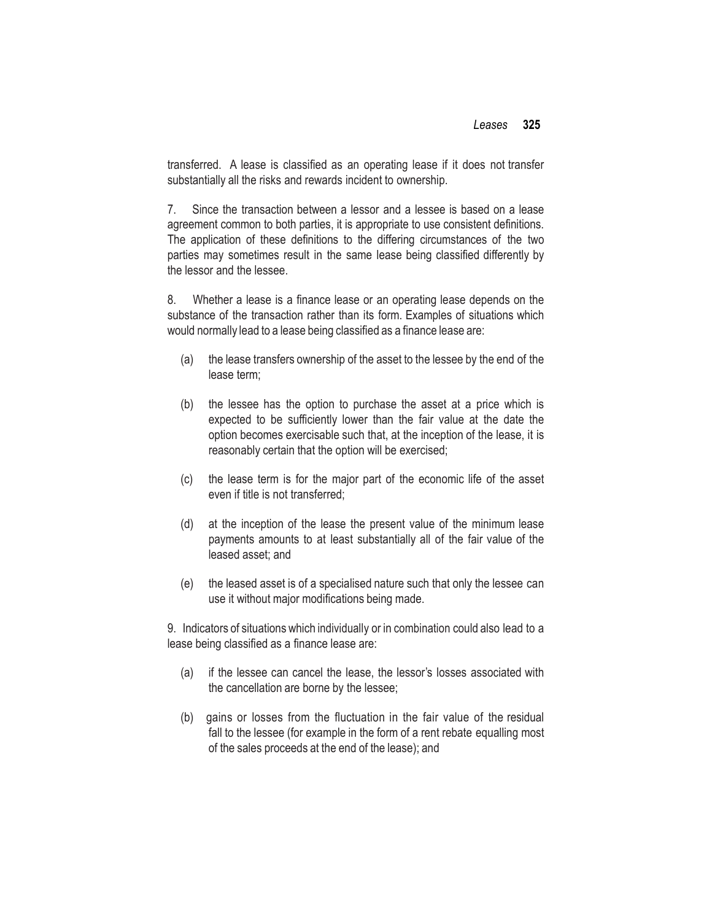transferred. A lease is classified as an operating lease if it does not transfer substantially all the risks and rewards incident to ownership.

7. Since the transaction between a lessor and a lessee is based on a lease agreement common to both parties, it is appropriate to use consistent definitions. The application of these definitions to the differing circumstances of the two parties may sometimes result in the same lease being classified differently by the lessor and the lessee.

8. Whether a lease is a finance lease or an operating lease depends on the substance of the transaction rather than its form. Examples of situations which would normally lead to a lease being classified as a finance lease are:

(a) the lease transfers ownership of the asset to the lessee by the end of the lease term;

(b) the lessee has the option to purchase the asset at a price which is expected to be sufficiently lower than the fair value at the date the option becomes exercisable such that, at the inception of the lease, it is reasonably certain that the option will be exercised;

(c) the lease term is for the major part of the economic life of the asset even if title is not transferred;

(d) at the inception of the lease the present value of the minimum lease payments amounts to at least substantially all of the fair value of the leased asset; and

(e) the leased asset is of a specialised nature such that only the lessee can use it without major modifications being made.

9. Indicators of situations which individually or in combination could also lead to a lease being classified as a finance lease are:

(a) if the lessee can cancel the lease, the lessor's losses associated with the cancellation are borne by the lessee;

(b) gains or losses from the fluctuation in the fair value of the residual fall to the lessee (for example in the form of a rent rebate equalling most of the sales proceeds at the end of the lease); and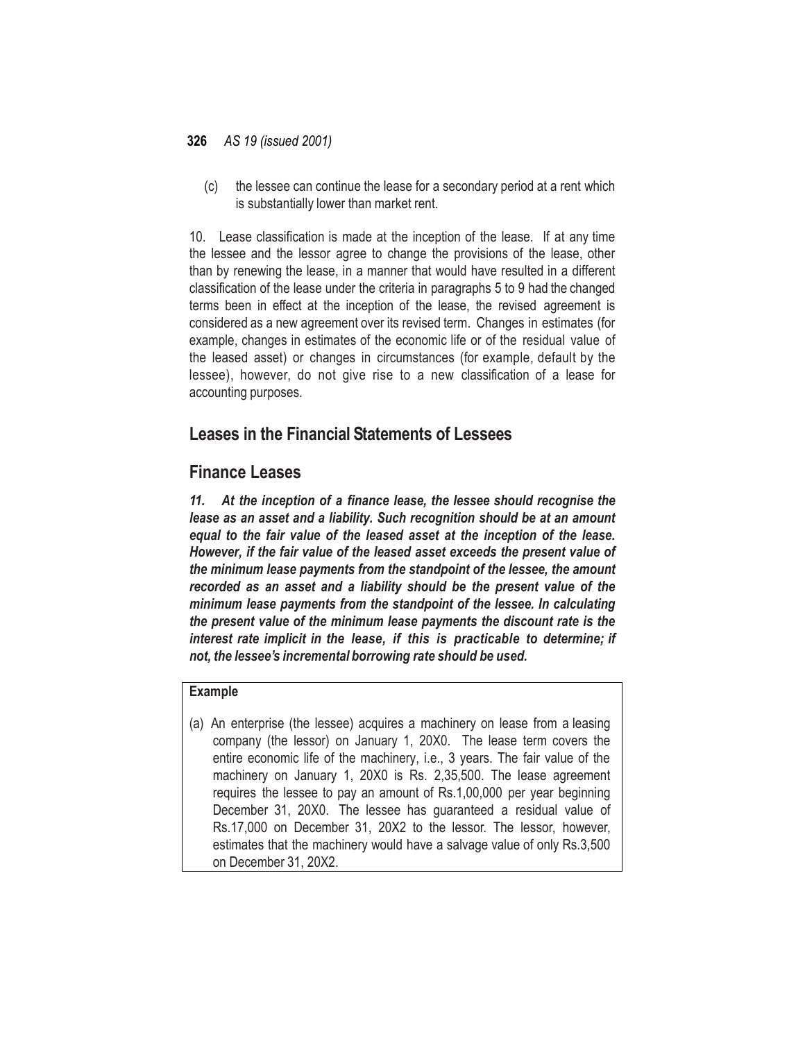(c) the lessee can continue the lease for a secondary period at a rent which is substantially lower than market rent.

10. Lease classification is made at the inception of the lease. If at any time the lessee and the lessor agree to change the provisions of the lease, other than by renewing the lease, in a manner that would have resulted in a different classification of the lease under the criteria in paragraphs 5 to 9 had the changed terms been in effect at the inception of the lease, the revised agreement is considered as a new agreement over its revised term. Changes in estimates (for example, changes in estimates of the economic life or of the residual value of the leased asset) or changes in circumstances (for example, default by the lessee), however, do not give rise to a new classification of a lease for accounting purposes.

## Leases in the Financial Statements of Lessees

## Finance Leases

***11. At the inception of a finance lease, the lessee should recognise the lease as an asset and a liability. Such recognition should be at an amount equal to the fair value of the leased asset at the inception of the lease. However, if the fair value of the leased asset exceeds the present value of the minimum lease payments from the standpoint of the lessee, the amount recorded as an asset and a liability should be the present value of the minimum lease payments from the standpoint of the lessee. In calculating the present value of the minimum lease payments the discount rate is the interest rate implicit in the lease, if this is practicable to determine; if not, the lessee's incremental borrowing rate should be used.***

**Example**

(a) An enterprise (the lessee) acquires a machinery on lease from a leasing company (the lessor) on January 1, 20X0. The lease term covers the entire economic life of the machinery, i.e., 3 years. The fair value of the machinery on January 1, 20X0 is Rs. 2,35,500. The lease agreement requires the lessee to pay an amount of Rs.1,00,000 per year beginning December 31, 20X0. The lessee has guaranteed a residual value of Rs.17,000 on December 31, 20X2 to the lessor. The lessor, however, estimates that the machinery would have a salvage value of only Rs.3,500 on December 31, 20X2.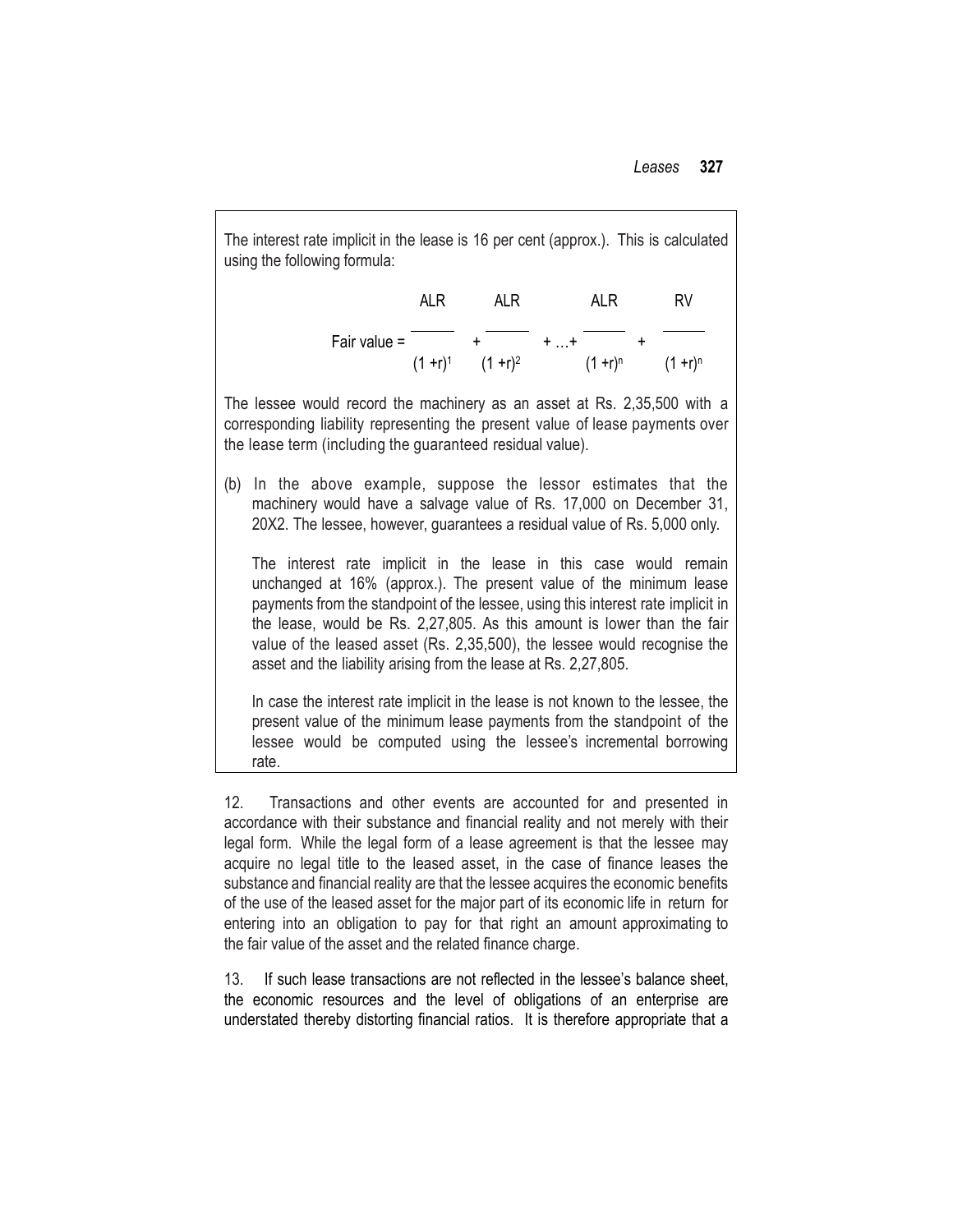The interest rate implicit in the lease is 16 per cent (approx.). This is calculated using the following formula:

$$\text{Fair value} = \frac{ALR}{(1+r)^1} + \frac{ALR}{(1+r)^2} + \ldots + \frac{ALR}{(1+r)^n} + \frac{RV}{(1+r)^n}$$

The lessee would record the machinery as an asset at Rs. 2,35,500 with a corresponding liability representing the present value of lease payments over the lease term (including the guaranteed residual value).

(b) In the above example, suppose the lessor estimates that the machinery would have a salvage value of Rs. 17,000 on December 31, 20X2. The lessee, however, guarantees a residual value of Rs. 5,000 only.

The interest rate implicit in the lease in this case would remain unchanged at 16% (approx.). The present value of the minimum lease payments from the standpoint of the lessee, using this interest rate implicit in the lease, would be Rs. 2,27,805. As this amount is lower than the fair value of the leased asset (Rs. 2,35,500), the lessee would recognise the asset and the liability arising from the lease at Rs. 2,27,805.

In case the interest rate implicit in the lease is not known to the lessee, the present value of the minimum lease payments from the standpoint of the lessee would be computed using the lessee's incremental borrowing rate.

12. Transactions and other events are accounted for and presented in accordance with their substance and financial reality and not merely with their legal form. While the legal form of a lease agreement is that the lessee may acquire no legal title to the leased asset, in the case of finance leases the substance and financial reality are that the lessee acquires the economic benefits of the use of the leased asset for the major part of its economic life in return for entering into an obligation to pay for that right an amount approximating to the fair value of the asset and the related finance charge.

13. If such lease transactions are not reflected in the lessee's balance sheet, the economic resources and the level of obligations of an enterprise are understated thereby distorting financial ratios. It is therefore appropriate that a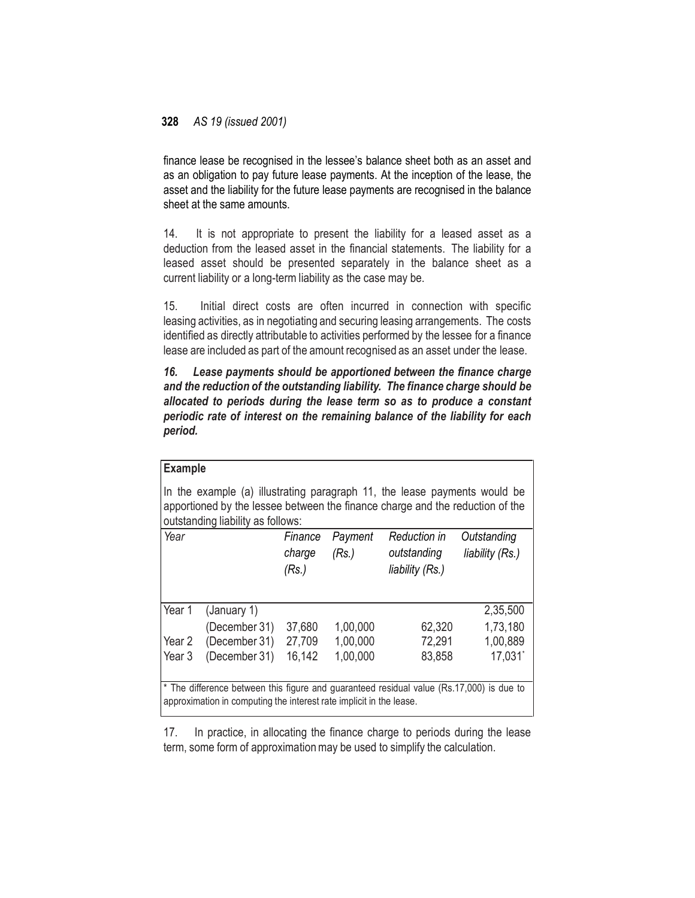finance lease be recognised in the lessee's balance sheet both as an asset and as an obligation to pay future lease payments. At the inception of the lease, the asset and the liability for the future lease payments are recognised in the balance sheet at the same amounts.

14. It is not appropriate to present the liability for a leased asset as a deduction from the leased asset in the financial statements. The liability for a leased asset should be presented separately in the balance sheet as a current liability or a long-term liability as the case may be.

15. Initial direct costs are often incurred in connection with specific leasing activities, as in negotiating and securing leasing arrangements. The costs identified as directly attributable to activities performed by the lessee for a finance lease are included as part of the amount recognised as an asset under the lease.

***16. Lease payments should be apportioned between the finance charge and the reduction of the outstanding liability. The finance charge should be allocated to periods during the lease term so as to produce a constant periodic rate of interest on the remaining balance of the liability for each period.***

**Example**

In the example (a) illustrating paragraph 11, the lease payments would be apportioned by the lessee between the finance charge and the reduction of the outstanding liability as follows:

| *Year* | | *Finance charge (Rs.)* | *Payment (Rs.)* | *Reduction in outstanding liability (Rs.)* | *Outstanding liability (Rs.)* |
|---|---|---|---|---|---|
| Year 1 | (January 1) | | | | 2,35,500 |
| | (December 31) | 37,680 | 1,00,000 | 62,320 | 1,73,180 |
| Year 2 | (December 31) | 27,709 | 1,00,000 | 72,291 | 1,00,889 |
| Year 3 | (December 31) | 16,142 | 1,00,000 | 83,858 | 17,031* |

\* The difference between this figure and guaranteed residual value (Rs.17,000) is due to approximation in computing the interest rate implicit in the lease.

17. In practice, in allocating the finance charge to periods during the lease term, some form of approximation may be used to simplify the calculation.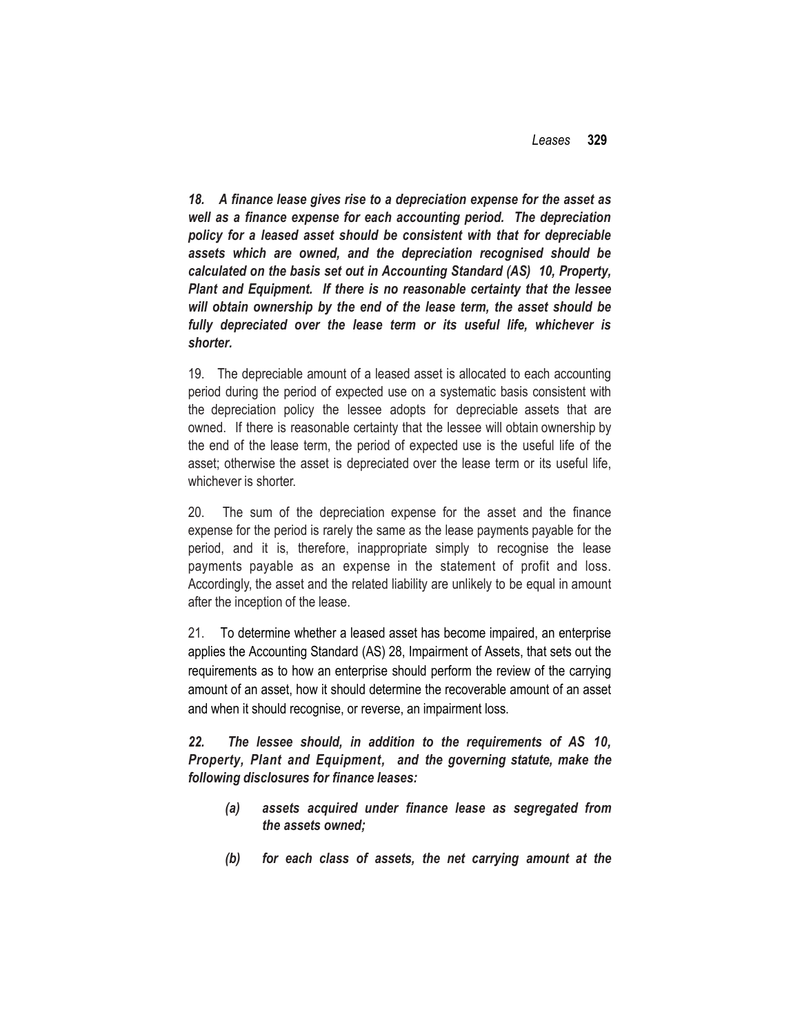***18. A finance lease gives rise to a depreciation expense for the asset as well as a finance expense for each accounting period. The depreciation policy for a leased asset should be consistent with that for depreciable assets which are owned, and the depreciation recognised should be calculated on the basis set out in Accounting Standard (AS) 10, Property, Plant and Equipment. If there is no reasonable certainty that the lessee will obtain ownership by the end of the lease term, the asset should be fully depreciated over the lease term or its useful life, whichever is shorter.***

19. The depreciable amount of a leased asset is allocated to each accounting period during the period of expected use on a systematic basis consistent with the depreciation policy the lessee adopts for depreciable assets that are owned. If there is reasonable certainty that the lessee will obtain ownership by the end of the lease term, the period of expected use is the useful life of the asset; otherwise the asset is depreciated over the lease term or its useful life, whichever is shorter.

20. The sum of the depreciation expense for the asset and the finance expense for the period is rarely the same as the lease payments payable for the period, and it is, therefore, inappropriate simply to recognise the lease payments payable as an expense in the statement of profit and loss. Accordingly, the asset and the related liability are unlikely to be equal in amount after the inception of the lease.

21. To determine whether a leased asset has become impaired, an enterprise applies the Accounting Standard (AS) 28, Impairment of Assets, that sets out the requirements as to how an enterprise should perform the review of the carrying amount of an asset, how it should determine the recoverable amount of an asset and when it should recognise, or reverse, an impairment loss.

***22. The lessee should, in addition to the requirements of AS 10, Property, Plant and Equipment, and the governing statute, make the following disclosures for finance leases:***

- ***(a) assets acquired under finance lease as segregated from the assets owned;***
- ***(b) for each class of assets, the net carrying amount at the***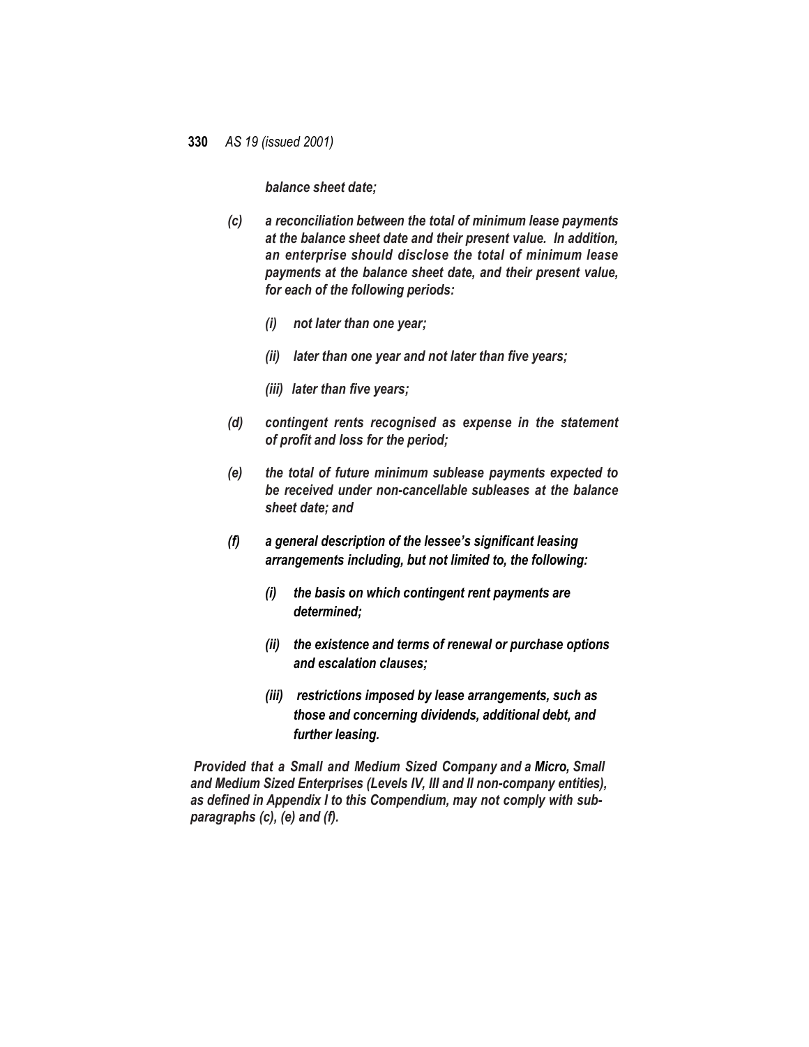*balance sheet date;*

*(c) a reconciliation between the total of minimum lease payments at the balance sheet date and their present value. In addition, an enterprise should disclose the total of minimum lease payments at the balance sheet date, and their present value, for each of the following periods:*

*(i) not later than one year;*

*(ii) later than one year and not later than five years;*

*(iii) later than five years;*

*(d) contingent rents recognised as expense in the statement of profit and loss for the period;*

*(e) the total of future minimum sublease payments expected to be received under non-cancellable subleases at the balance sheet date; and*

*(f) a general description of the lessee's significant leasing arrangements including, but not limited to, the following:*

*(i) the basis on which contingent rent payments are determined;*

*(ii) the existence and terms of renewal or purchase options and escalation clauses;*

*(iii) restrictions imposed by lease arrangements, such as those and concerning dividends, additional debt, and further leasing.*

*Provided that a Small and Medium Sized Company and a Micro, Small and Medium Sized Enterprises (Levels IV, III and II non-company entities), as defined in Appendix I to this Compendium, may not comply with sub-paragraphs (c), (e) and (f).*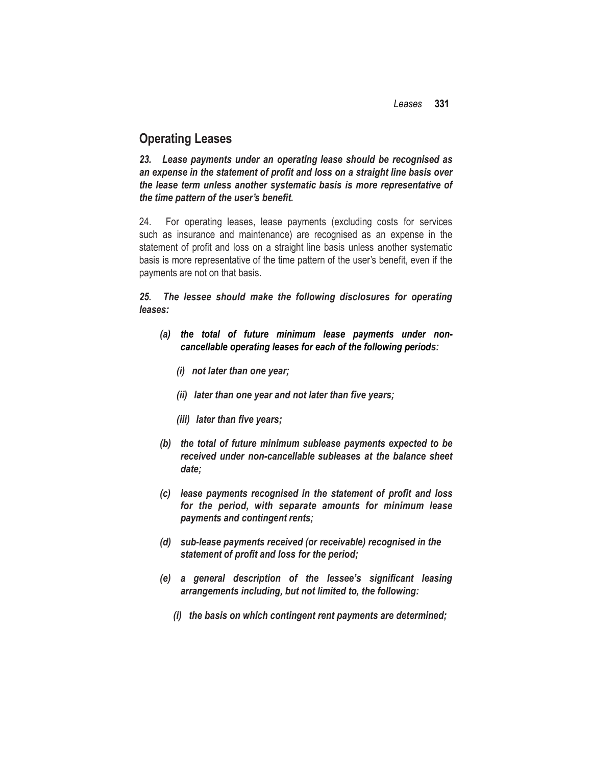## Operating Leases

***23. Lease payments under an operating lease should be recognised as an expense in the statement of profit and loss on a straight line basis over the lease term unless another systematic basis is more representative of the time pattern of the user's benefit.***

24. For operating leases, lease payments (excluding costs for services such as insurance and maintenance) are recognised as an expense in the statement of profit and loss on a straight line basis unless another systematic basis is more representative of the time pattern of the user's benefit, even if the payments are not on that basis.

***25. The lessee should make the following disclosures for operating leases:***

- ***(a) the total of future minimum lease payments under non-cancellable operating leases for each of the following periods:***
  - ***(i) not later than one year;***
  - ***(ii) later than one year and not later than five years;***
  - ***(iii) later than five years;***
- ***(b) the total of future minimum sublease payments expected to be received under non-cancellable subleases at the balance sheet date;***
- ***(c) lease payments recognised in the statement of profit and loss for the period, with separate amounts for minimum lease payments and contingent rents;***
- ***(d) sub-lease payments received (or receivable) recognised in the statement of profit and loss for the period;***
- ***(e) a general description of the lessee's significant leasing arrangements including, but not limited to, the following:***
  - ***(i) the basis on which contingent rent payments are determined;***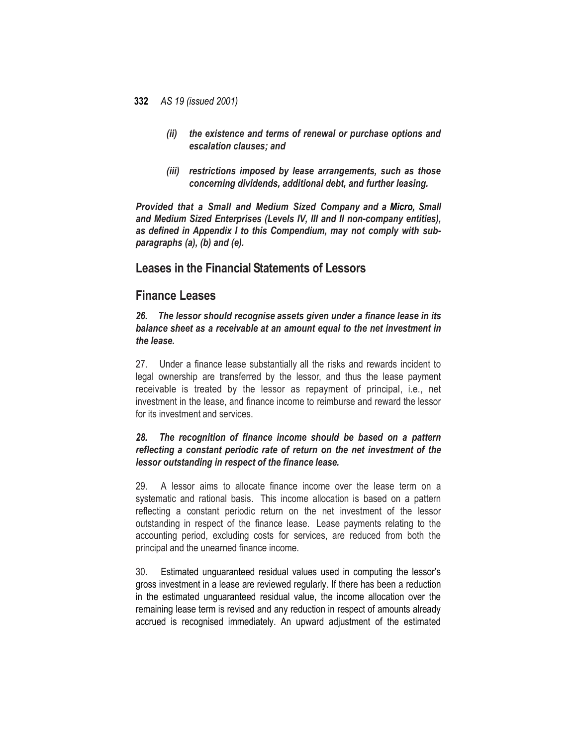*(ii) the existence and terms of renewal or purchase options and escalation clauses; and*

*(iii) restrictions imposed by lease arrangements, such as those concerning dividends, additional debt, and further leasing.*

***Provided that a Small and Medium Sized Company and a Micro, Small and Medium Sized Enterprises (Levels IV, III and II non-company entities), as defined in Appendix I to this Compendium, may not comply with sub-paragraphs (a), (b) and (e).***

## Leases in the Financial Statements of Lessors

## Finance Leases

***26. The lessor should recognise assets given under a finance lease in its balance sheet as a receivable at an amount equal to the net investment in the lease.***

27. Under a finance lease substantially all the risks and rewards incident to legal ownership are transferred by the lessor, and thus the lease payment receivable is treated by the lessor as repayment of principal, i.e., net investment in the lease, and finance income to reimburse and reward the lessor for its investment and services.

***28. The recognition of finance income should be based on a pattern reflecting a constant periodic rate of return on the net investment of the lessor outstanding in respect of the finance lease.***

29. A lessor aims to allocate finance income over the lease term on a systematic and rational basis. This income allocation is based on a pattern reflecting a constant periodic return on the net investment of the lessor outstanding in respect of the finance lease. Lease payments relating to the accounting period, excluding costs for services, are reduced from both the principal and the unearned finance income.

30. Estimated unguaranteed residual values used in computing the lessor's gross investment in a lease are reviewed regularly. If there has been a reduction in the estimated unguaranteed residual value, the income allocation over the remaining lease term is revised and any reduction in respect of amounts already accrued is recognised immediately. An upward adjustment of the estimated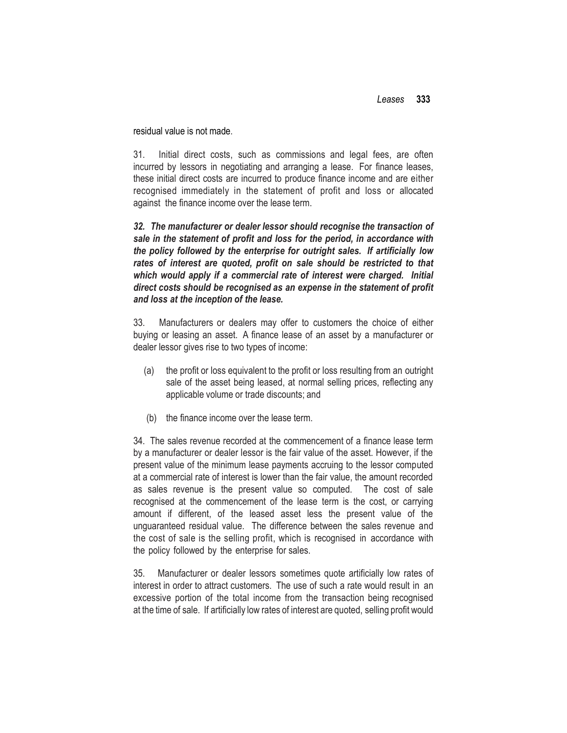residual value is not made.

31. Initial direct costs, such as commissions and legal fees, are often incurred by lessors in negotiating and arranging a lease. For finance leases, these initial direct costs are incurred to produce finance income and are either recognised immediately in the statement of profit and loss or allocated against the finance income over the lease term.

***32. The manufacturer or dealer lessor should recognise the transaction of sale in the statement of profit and loss for the period, in accordance with the policy followed by the enterprise for outright sales. If artificially low rates of interest are quoted, profit on sale should be restricted to that which would apply if a commercial rate of interest were charged. Initial direct costs should be recognised as an expense in the statement of profit and loss at the inception of the lease.***

33. Manufacturers or dealers may offer to customers the choice of either buying or leasing an asset. A finance lease of an asset by a manufacturer or dealer lessor gives rise to two types of income:

(a) the profit or loss equivalent to the profit or loss resulting from an outright sale of the asset being leased, at normal selling prices, reflecting any applicable volume or trade discounts; and

(b) the finance income over the lease term.

34. The sales revenue recorded at the commencement of a finance lease term by a manufacturer or dealer lessor is the fair value of the asset. However, if the present value of the minimum lease payments accruing to the lessor computed at a commercial rate of interest is lower than the fair value, the amount recorded as sales revenue is the present value so computed. The cost of sale recognised at the commencement of the lease term is the cost, or carrying amount if different, of the leased asset less the present value of the unguaranteed residual value. The difference between the sales revenue and the cost of sale is the selling profit, which is recognised in accordance with the policy followed by the enterprise for sales.

35. Manufacturer or dealer lessors sometimes quote artificially low rates of interest in order to attract customers. The use of such a rate would result in an excessive portion of the total income from the transaction being recognised at the time of sale. If artificially low rates of interest are quoted, selling profit would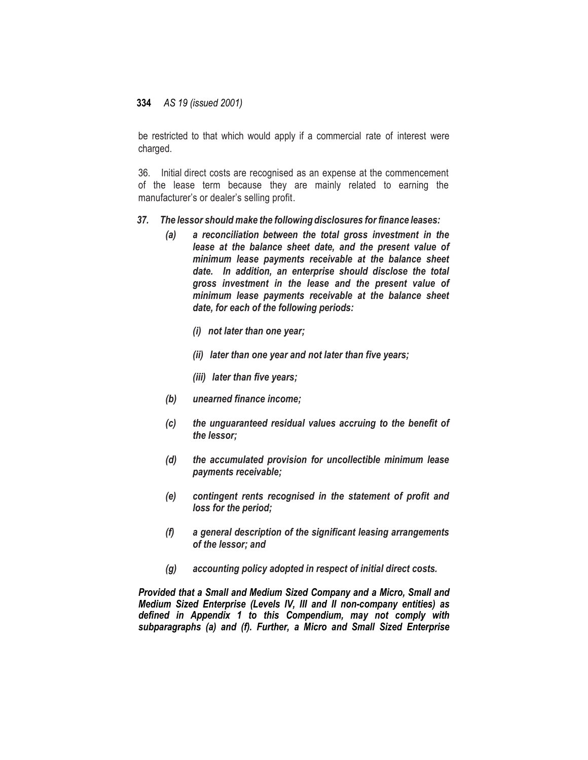be restricted to that which would apply if a commercial rate of interest were charged.

36. Initial direct costs are recognised as an expense at the commencement of the lease term because they are mainly related to earning the manufacturer's or dealer's selling profit.

***37. The lessor should make the following disclosures for finance leases:***

- ***(a) a reconciliation between the total gross investment in the lease at the balance sheet date, and the present value of minimum lease payments receivable at the balance sheet date. In addition, an enterprise should disclose the total gross investment in the lease and the present value of minimum lease payments receivable at the balance sheet date, for each of the following periods:***
  - ***(i) not later than one year;***
  - ***(ii) later than one year and not later than five years;***
  - ***(iii) later than five years;***
- ***(b) unearned finance income;***
- ***(c) the unguaranteed residual values accruing to the benefit of the lessor;***
- ***(d) the accumulated provision for uncollectible minimum lease payments receivable;***
- ***(e) contingent rents recognised in the statement of profit and loss for the period;***
- ***(f) a general description of the significant leasing arrangements of the lessor; and***
- ***(g) accounting policy adopted in respect of initial direct costs.***

***Provided that a Small and Medium Sized Company and a Micro, Small and Medium Sized Enterprise (Levels IV, III and II non-company entities) as defined in Appendix 1 to this Compendium, may not comply with subparagraphs (a) and (f). Further, a Micro and Small Sized Enterprise***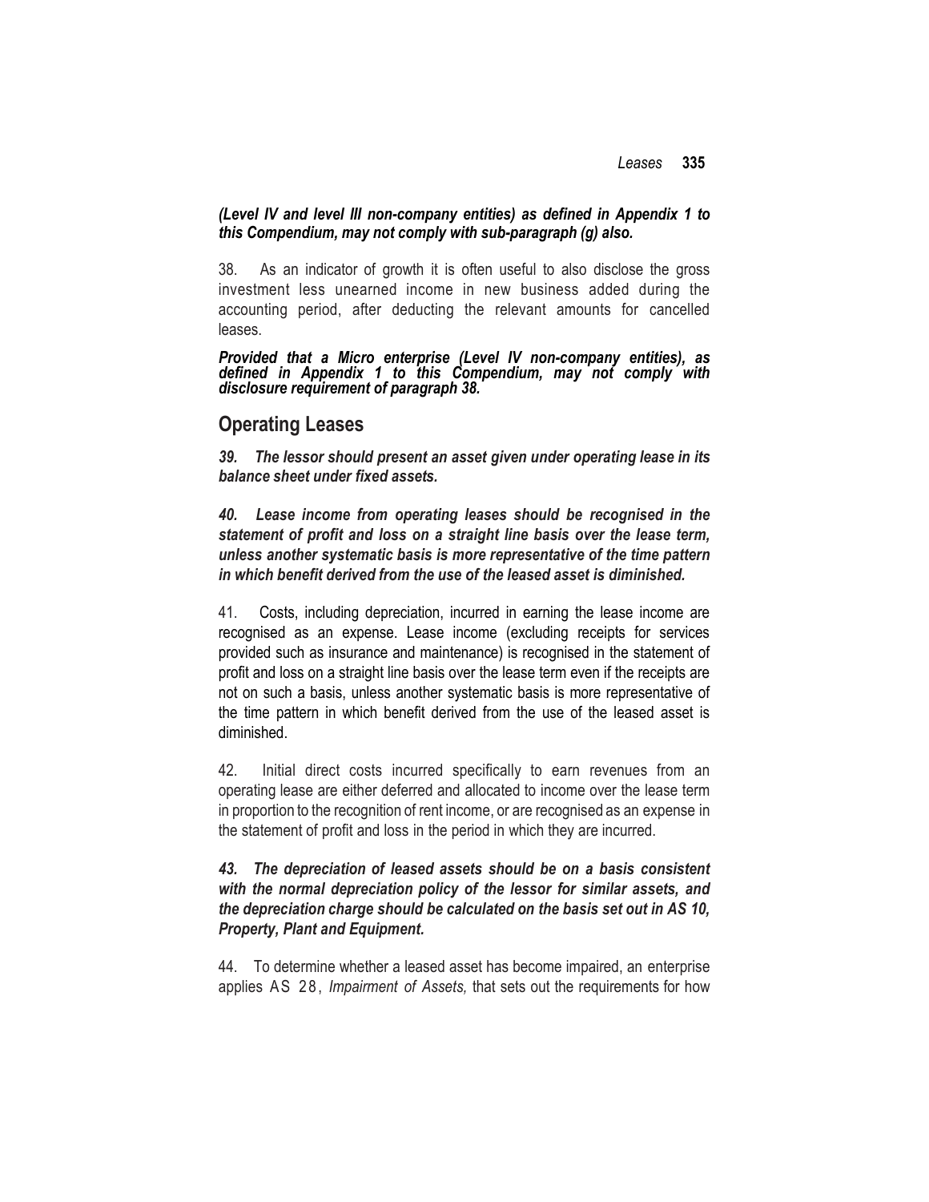***(Level IV and level III non-company entities) as defined in Appendix 1 to this Compendium, may not comply with sub-paragraph (g) also.***

38. As an indicator of growth it is often useful to also disclose the gross investment less unearned income in new business added during the accounting period, after deducting the relevant amounts for cancelled leases.

***Provided that a Micro enterprise (Level IV non-company entities), as defined in Appendix 1 to this Compendium, may not comply with disclosure requirement of paragraph 38.***

## Operating Leases

***39. The lessor should present an asset given under operating lease in its balance sheet under fixed assets.***

***40. Lease income from operating leases should be recognised in the statement of profit and loss on a straight line basis over the lease term, unless another systematic basis is more representative of the time pattern in which benefit derived from the use of the leased asset is diminished.***

41. Costs, including depreciation, incurred in earning the lease income are recognised as an expense. Lease income (excluding receipts for services provided such as insurance and maintenance) is recognised in the statement of profit and loss on a straight line basis over the lease term even if the receipts are not on such a basis, unless another systematic basis is more representative of the time pattern in which benefit derived from the use of the leased asset is diminished.

42. Initial direct costs incurred specifically to earn revenues from an operating lease are either deferred and allocated to income over the lease term in proportion to the recognition of rent income, or are recognised as an expense in the statement of profit and loss in the period in which they are incurred.

***43. The depreciation of leased assets should be on a basis consistent with the normal depreciation policy of the lessor for similar assets, and the depreciation charge should be calculated on the basis set out in AS 10, Property, Plant and Equipment.***

44. To determine whether a leased asset has become impaired, an enterprise applies AS 28, *Impairment of Assets,* that sets out the requirements for how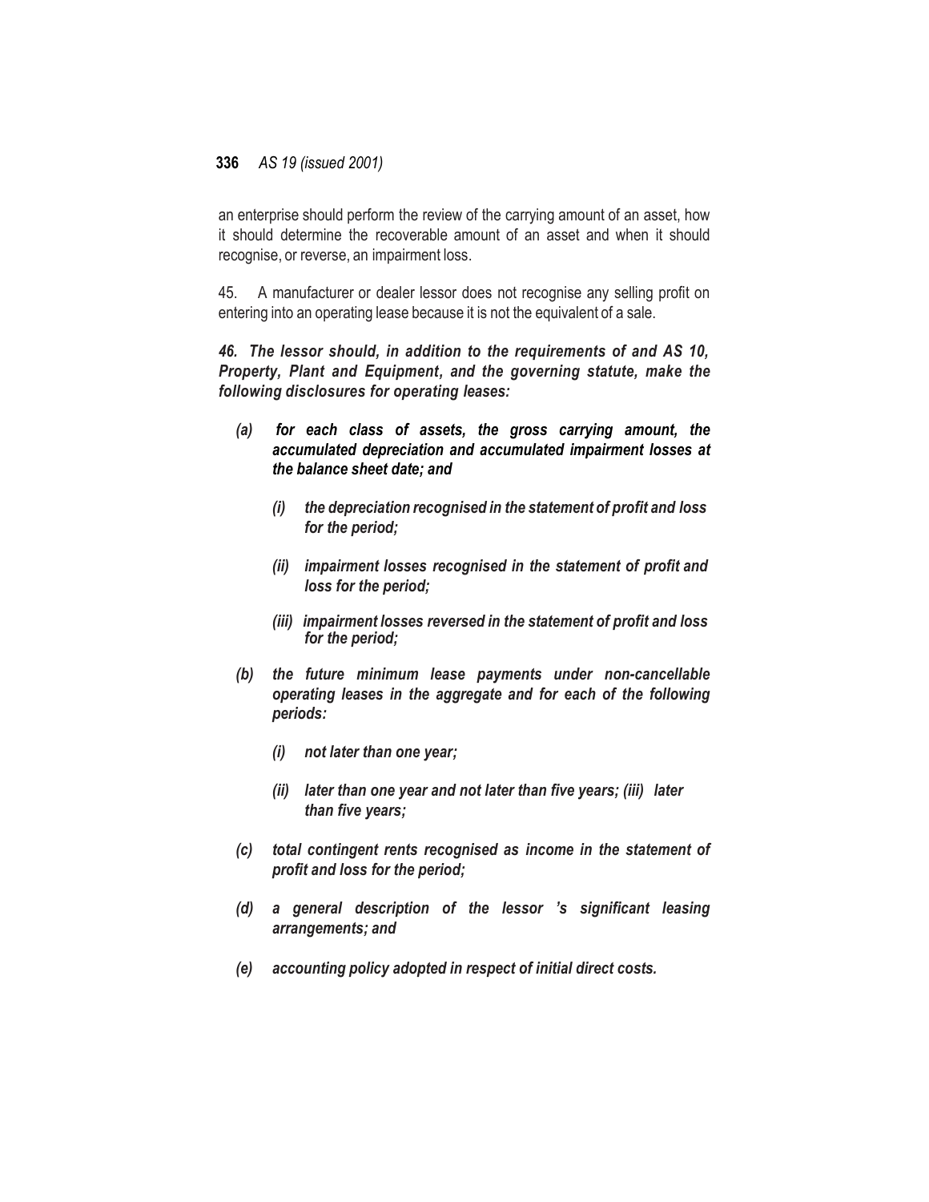an enterprise should perform the review of the carrying amount of an asset, how it should determine the recoverable amount of an asset and when it should recognise, or reverse, an impairment loss.

45. A manufacturer or dealer lessor does not recognise any selling profit on entering into an operating lease because it is not the equivalent of a sale.

***46. The lessor should, in addition to the requirements of and AS 10, Property, Plant and Equipment, and the governing statute, make the following disclosures for operating leases:***

- ***(a) for each class of assets, the gross carrying amount, the accumulated depreciation and accumulated impairment losses at the balance sheet date; and***
  - ***(i) the depreciation recognised in the statement of profit and loss for the period;***
  - ***(ii) impairment losses recognised in the statement of profit and loss for the period;***
  - ***(iii) impairment losses reversed in the statement of profit and loss for the period;***
- ***(b) the future minimum lease payments under non-cancellable operating leases in the aggregate and for each of the following periods:***
  - ***(i) not later than one year;***
  - ***(ii) later than one year and not later than five years; (iii) later than five years;***
- ***(c) total contingent rents recognised as income in the statement of profit and loss for the period;***
- ***(d) a general description of the lessor 's significant leasing arrangements; and***
- ***(e) accounting policy adopted in respect of initial direct costs.***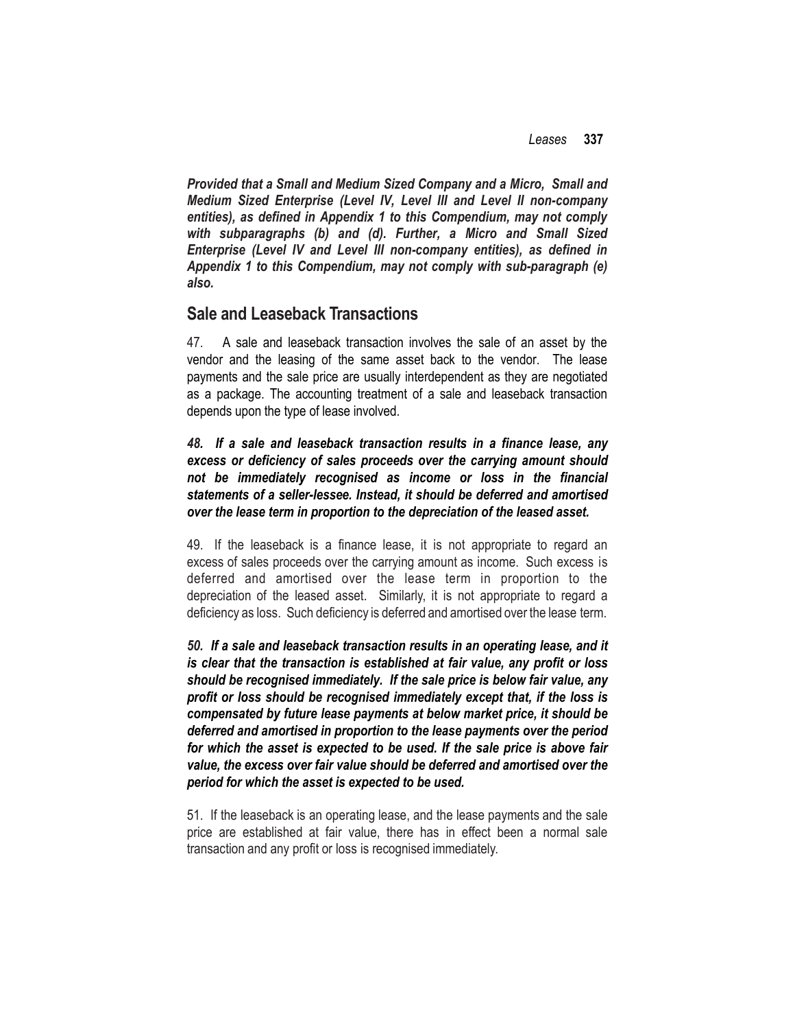***Provided that a Small and Medium Sized Company and a Micro, Small and Medium Sized Enterprise (Level IV, Level III and Level II non-company entities), as defined in Appendix 1 to this Compendium, may not comply with subparagraphs (b) and (d). Further, a Micro and Small Sized Enterprise (Level IV and Level III non-company entities), as defined in Appendix 1 to this Compendium, may not comply with sub-paragraph (e) also.***

## Sale and Leaseback Transactions

47. A sale and leaseback transaction involves the sale of an asset by the vendor and the leasing of the same asset back to the vendor. The lease payments and the sale price are usually interdependent as they are negotiated as a package. The accounting treatment of a sale and leaseback transaction depends upon the type of lease involved.

***48. If a sale and leaseback transaction results in a finance lease, any excess or deficiency of sales proceeds over the carrying amount should not be immediately recognised as income or loss in the financial statements of a seller-lessee. Instead, it should be deferred and amortised over the lease term in proportion to the depreciation of the leased asset.***

49. If the leaseback is a finance lease, it is not appropriate to regard an excess of sales proceeds over the carrying amount as income. Such excess is deferred and amortised over the lease term in proportion to the depreciation of the leased asset. Similarly, it is not appropriate to regard a deficiency as loss. Such deficiency is deferred and amortised over the lease term.

***50. If a sale and leaseback transaction results in an operating lease, and it is clear that the transaction is established at fair value, any profit or loss should be recognised immediately. If the sale price is below fair value, any profit or loss should be recognised immediately except that, if the loss is compensated by future lease payments at below market price, it should be deferred and amortised in proportion to the lease payments over the period for which the asset is expected to be used. If the sale price is above fair value, the excess over fair value should be deferred and amortised over the period for which the asset is expected to be used.***

51. If the leaseback is an operating lease, and the lease payments and the sale price are established at fair value, there has in effect been a normal sale transaction and any profit or loss is recognised immediately.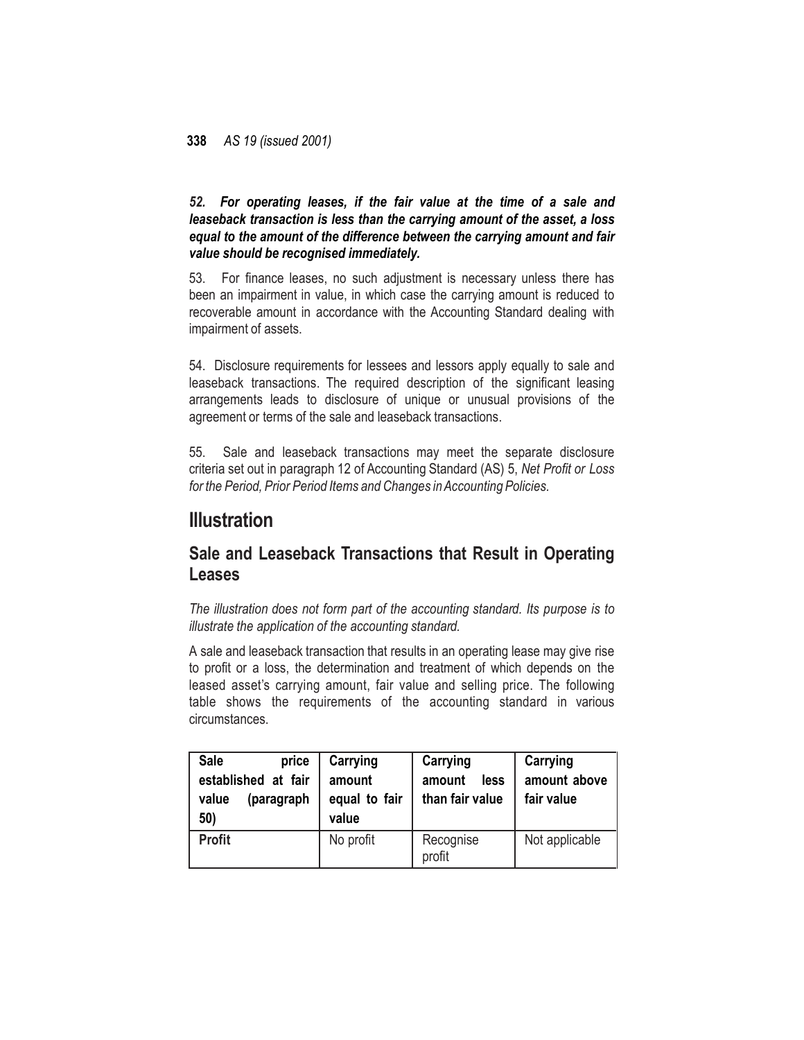***52. For operating leases, if the fair value at the time of a sale and leaseback transaction is less than the carrying amount of the asset, a loss equal to the amount of the difference between the carrying amount and fair value should be recognised immediately.***

53. For finance leases, no such adjustment is necessary unless there has been an impairment in value, in which case the carrying amount is reduced to recoverable amount in accordance with the Accounting Standard dealing with impairment of assets.

54. Disclosure requirements for lessees and lessors apply equally to sale and leaseback transactions. The required description of the significant leasing arrangements leads to disclosure of unique or unusual provisions of the agreement or terms of the sale and leaseback transactions.

55. Sale and leaseback transactions may meet the separate disclosure criteria set out in paragraph 12 of Accounting Standard (AS) 5, *Net Profit or Loss for the Period, Prior Period Items and Changes in Accounting Policies.*

# Illustration

## Sale and Leaseback Transactions that Result in Operating Leases

*The illustration does not form part of the accounting standard. Its purpose is to illustrate the application of the accounting standard.*

A sale and leaseback transaction that results in an operating lease may give rise to profit or a loss, the determination and treatment of which depends on the leased asset's carrying amount, fair value and selling price. The following table shows the requirements of the accounting standard in various circumstances.

| Sale price established at fair value (paragraph 50) | Carrying amount equal to fair value | Carrying amount less than fair value | Carrying amount above fair value |
|---|---|---|---|
| **Profit** | No profit | Recognise profit | Not applicable |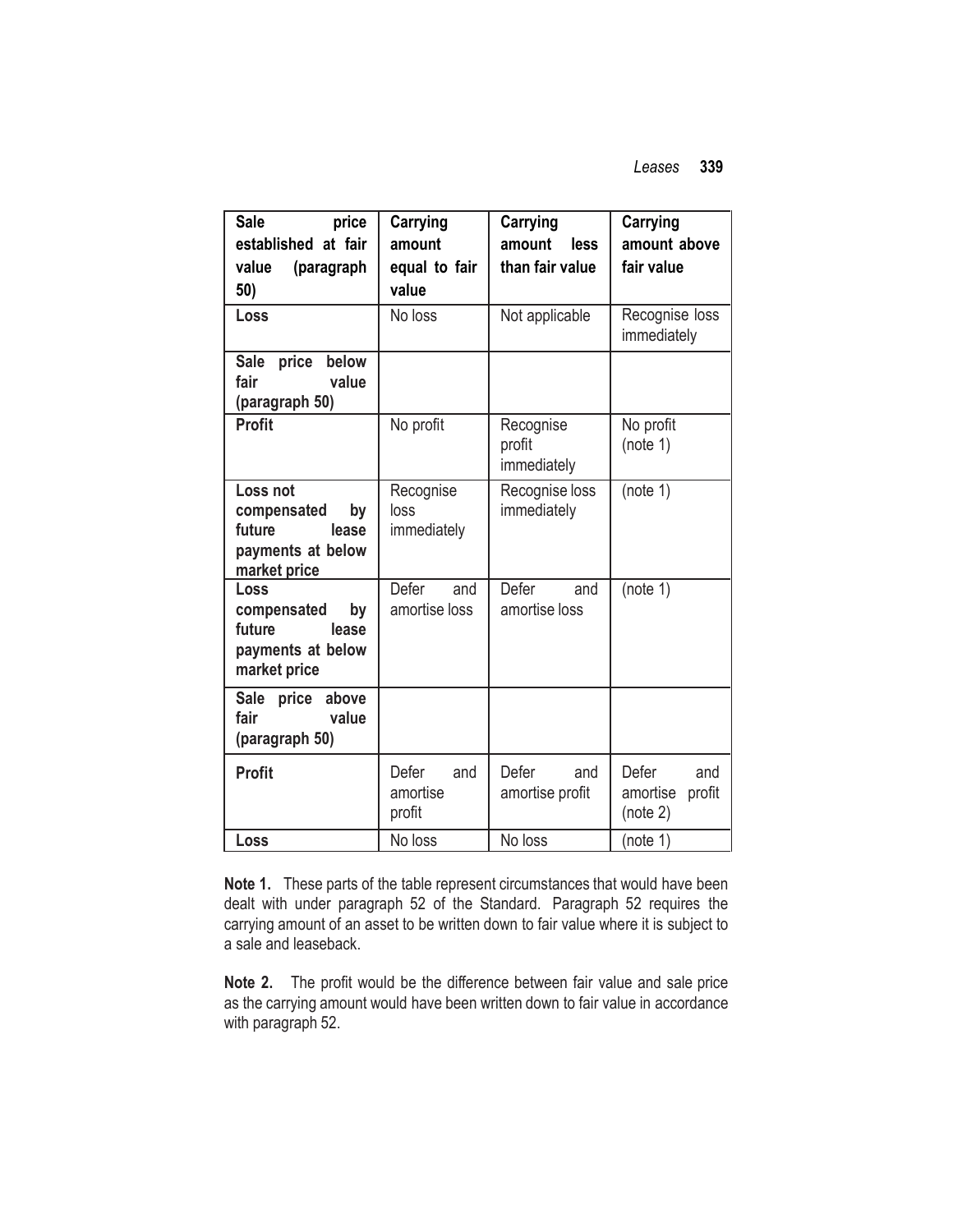| Sale price established at fair value (paragraph 50) | Carrying amount equal to fair value | Carrying amount less than fair value | Carrying amount above fair value |
|---|---|---|---|
| **Loss** | No loss | Not applicable | Recognise loss immediately |
| **Sale price below fair value (paragraph 50)** | | | |
| **Profit** | No profit | Recognise profit immediately | No profit (note 1) |
| **Loss not compensated by future lease payments at below market price** | Recognise loss immediately | Recognise loss immediately | (note 1) |
| **Loss compensated by future lease payments at below market price** | Defer and amortise loss | Defer and amortise loss | (note 1) |
| **Sale price above fair value (paragraph 50)** | | | |
| **Profit** | Defer and amortise profit | Defer and amortise profit | Defer and amortise profit (note 2) |
| **Loss** | No loss | No loss | (note 1) |

**Note 1.** These parts of the table represent circumstances that would have been dealt with under paragraph 52 of the Standard. Paragraph 52 requires the carrying amount of an asset to be written down to fair value where it is subject to a sale and leaseback.

**Note 2.** The profit would be the difference between fair value and sale price as the carrying amount would have been written down to fair value in accordance with paragraph 52.